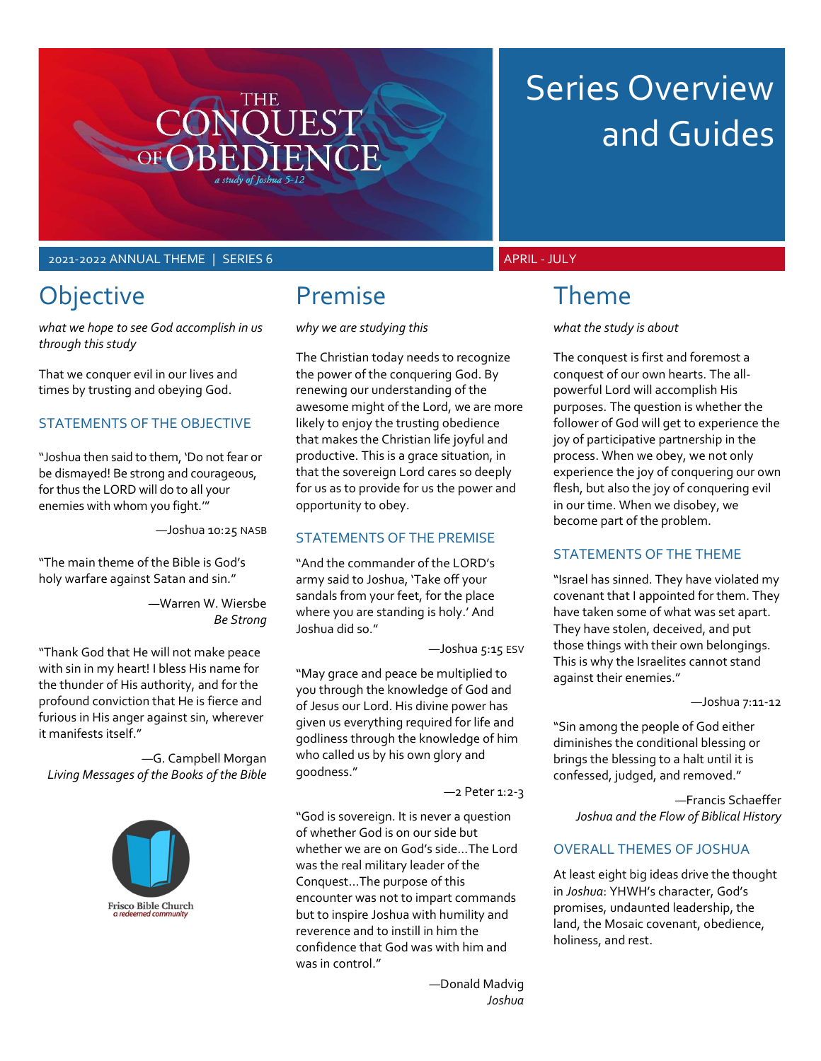# The Conquest of Obedience

*a study of Joshua 5-12*

# Series Overview and Guides

2021-2022 ANNUAL THEME | SERIES 6

APRIL - JULY

## Objective

*what we hope to see God accomplish in us through this study*

That we conquer evil in our lives and times by trusting and obeying God.

### STATEMENTS OF THE OBJECTIVE

"Joshua then said to them, 'Do not fear or be dismayed! Be strong and courageous, for thus the LORD will do to all your enemies with whom you fight.'"

—Joshua 10:25 NASB

"The main theme of the Bible is God's holy warfare against Satan and sin."

—Warren W. Wiersbe
*Be Strong*

"Thank God that He will not make peace with sin in my heart! I bless His name for the thunder of His authority, and for the profound conviction that He is fierce and furious in His anger against sin, wherever it manifests itself."

—G. Campbell Morgan
*Living Messages of the Books of the Bible*

Frisco Bible Church
*a redeemed community*

## Premise

*why we are studying this*

The Christian today needs to recognize the power of the conquering God. By renewing our understanding of the awesome might of the Lord, we are more likely to enjoy the trusting obedience that makes the Christian life joyful and productive. This is a grace situation, in that the sovereign Lord cares so deeply for us as to provide for us the power and opportunity to obey.

### STATEMENTS OF THE PREMISE

"And the commander of the LORD's army said to Joshua, 'Take off your sandals from your feet, for the place where you are standing is holy.' And Joshua did so."

—Joshua 5:15 ESV

"May grace and peace be multiplied to you through the knowledge of God and of Jesus our Lord. His divine power has given us everything required for life and godliness through the knowledge of him who called us by his own glory and goodness."

—2 Peter 1:2-3

"God is sovereign. It is never a question of whether God is on our side but whether we are on God's side...The Lord was the real military leader of the Conquest...The purpose of this encounter was not to impart commands but to inspire Joshua with humility and reverence and to instill in him the confidence that God was with him and was in control."

—Donald Madvig
*Joshua*

## Theme

*what the study is about*

The conquest is first and foremost a conquest of our own hearts. The all-powerful Lord will accomplish His purposes. The question is whether the follower of God will get to experience the joy of participative partnership in the process. When we obey, we not only experience the joy of conquering our own flesh, but also the joy of conquering evil in our time. When we disobey, we become part of the problem.

### STATEMENTS OF THE THEME

"Israel has sinned. They have violated my covenant that I appointed for them. They have taken some of what was set apart. They have stolen, deceived, and put those things with their own belongings. This is why the Israelites cannot stand against their enemies."

—Joshua 7:11-12

"Sin among the people of God either diminishes the conditional blessing or brings the blessing to a halt until it is confessed, judged, and removed."

—Francis Schaeffer
*Joshua and the Flow of Biblical History*

### OVERALL THEMES OF JOSHUA

At least eight big ideas drive the thought in *Joshua*: YHWH's character, God's promises, undaunted leadership, the land, the Mosaic covenant, obedience, holiness, and rest.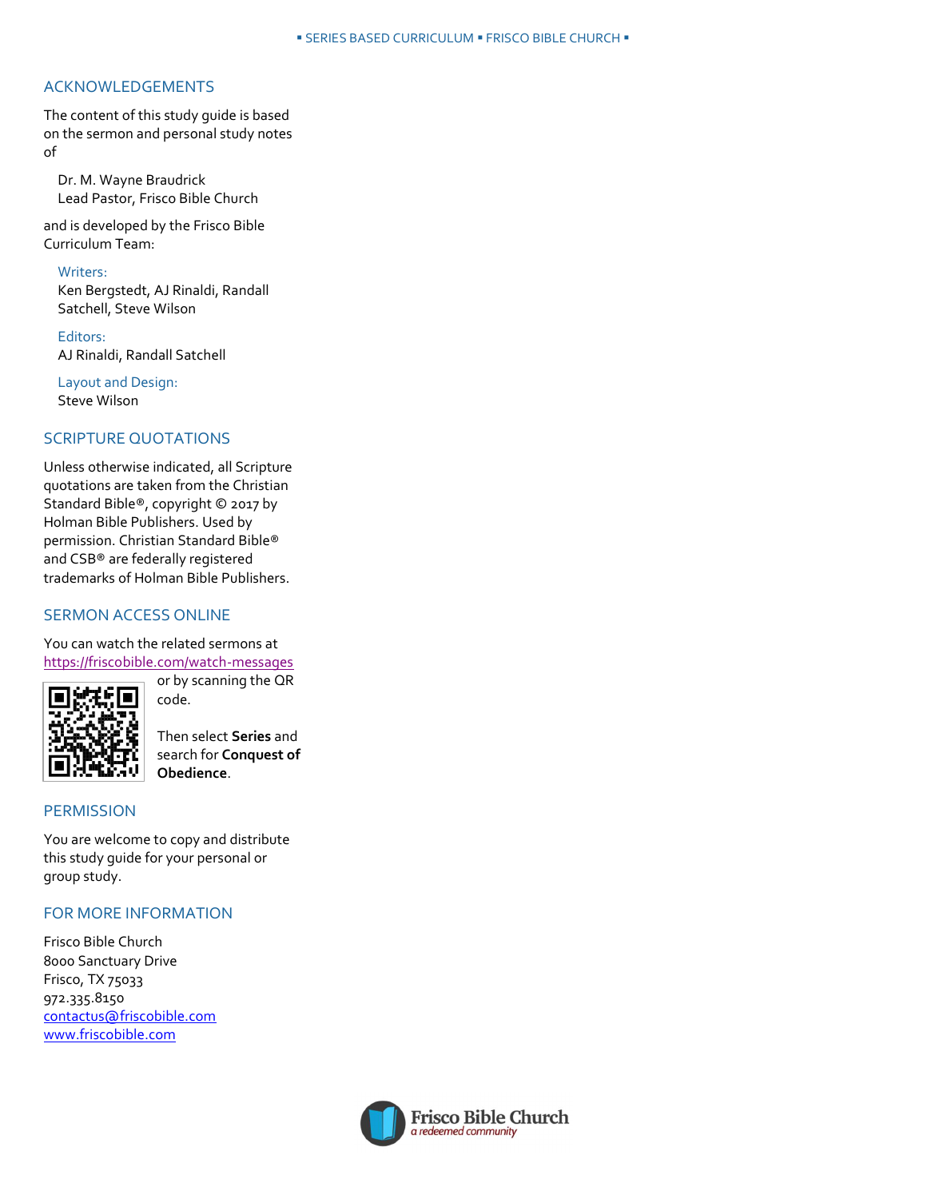## ACKNOWLEDGEMENTS

The content of this study guide is based on the sermon and personal study notes of

Dr. M. Wayne Braudrick
Lead Pastor, Frisco Bible Church

and is developed by the Frisco Bible Curriculum Team:

Writers:
Ken Bergstedt, AJ Rinaldi, Randall Satchell, Steve Wilson

Editors:
AJ Rinaldi, Randall Satchell

Layout and Design:
Steve Wilson

## SCRIPTURE QUOTATIONS

Unless otherwise indicated, all Scripture quotations are taken from the Christian Standard Bible®, copyright © 2017 by Holman Bible Publishers. Used by permission. Christian Standard Bible® and CSB® are federally registered trademarks of Holman Bible Publishers.

## SERMON ACCESS ONLINE

You can watch the related sermons at https://friscobible.com/watch-messages or by scanning the QR code.

Then select **Series** and search for **Conquest of Obedience**.

## PERMISSION

You are welcome to copy and distribute this study guide for your personal or group study.

## FOR MORE INFORMATION

Frisco Bible Church
8000 Sanctuary Drive
Frisco, TX 75033
972.335.8150
contactus@friscobible.com
www.friscobible.com

Frisco Bible Church
*a redeemed community*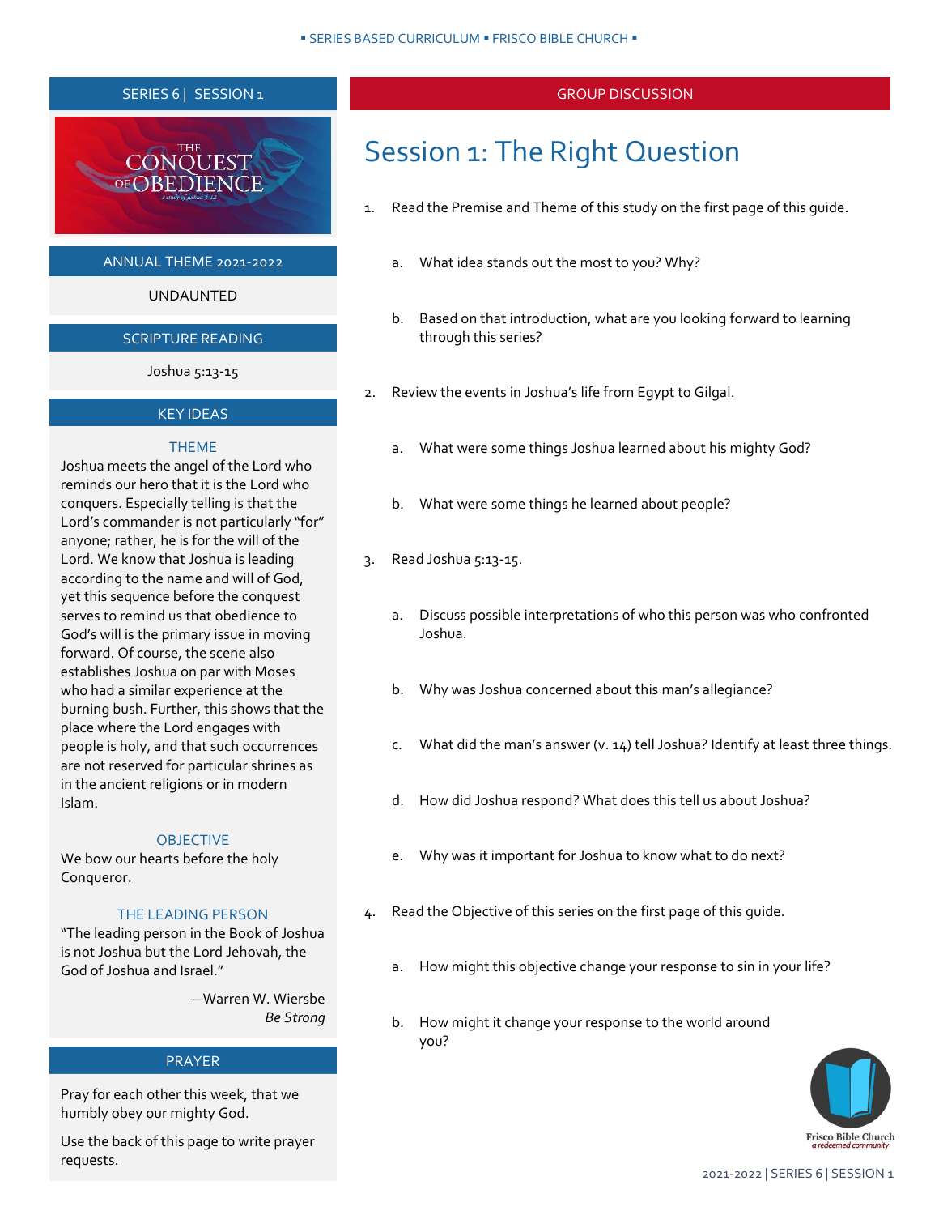SERIES 6 | SESSION 1

THE CONQUEST OF OBEDIENCE

a study of Joshua 5-12

### ANNUAL THEME 2021-2022

UNDAUNTED

### SCRIPTURE READING

Joshua 5:13-15

### KEY IDEAS

#### THEME

Joshua meets the angel of the Lord who reminds our hero that it is the Lord who conquers. Especially telling is that the Lord's commander is not particularly "for" anyone; rather, he is for the will of the Lord. We know that Joshua is leading according to the name and will of God, yet this sequence before the conquest serves to remind us that obedience to God's will is the primary issue in moving forward. Of course, the scene also establishes Joshua on par with Moses who had a similar experience at the burning bush. Further, this shows that the place where the Lord engages with people is holy, and that such occurrences are not reserved for particular shrines as in the ancient religions or in modern Islam.

#### OBJECTIVE

We bow our hearts before the holy Conqueror.

#### THE LEADING PERSON

"The leading person in the Book of Joshua is not Joshua but the Lord Jehovah, the God of Joshua and Israel."

—Warren W. Wiersbe
*Be Strong*

### PRAYER

Pray for each other this week, that we humbly obey our mighty God.

Use the back of this page to write prayer requests.

## GROUP DISCUSSION

# Session 1: The Right Question

1. Read the Premise and Theme of this study on the first page of this guide.
   a. What idea stands out the most to you? Why?
   b. Based on that introduction, what are you looking forward to learning through this series?
2. Review the events in Joshua's life from Egypt to Gilgal.
   a. What were some things Joshua learned about his mighty God?
   b. What were some things he learned about people?
3. Read Joshua 5:13-15.
   a. Discuss possible interpretations of who this person was who confronted Joshua.
   b. Why was Joshua concerned about this man's allegiance?
   c. What did the man's answer (v. 14) tell Joshua? Identify at least three things.
   d. How did Joshua respond? What does this tell us about Joshua?
   e. Why was it important for Joshua to know what to do next?
4. Read the Objective of this series on the first page of this guide.
   a. How might this objective change your response to sin in your life?
   b. How might it change your response to the world around you?

Frisco Bible Church
*a redeemed community*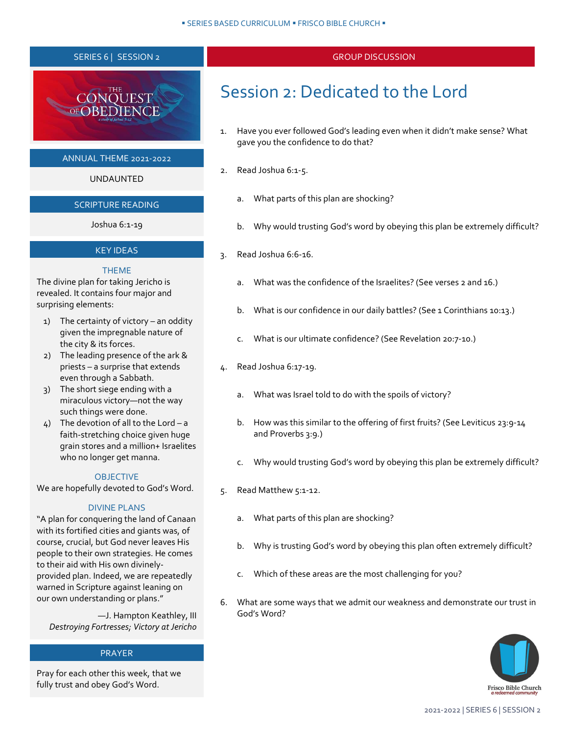SERIES 6 | SESSION 2

ANNUAL THEME 2021-2022

UNDAUNTED

SCRIPTURE READING

Joshua 6:1-19

KEY IDEAS

THEME

The divine plan for taking Jericho is revealed. It contains four major and surprising elements:

1) The certainty of victory – an oddity given the impregnable nature of the city & its forces.
2) The leading presence of the ark & priests – a surprise that extends even through a Sabbath.
3) The short siege ending with a miraculous victory—not the way such things were done.
4) The devotion of all to the Lord – a faith-stretching choice given huge grain stores and a million+ Israelites who no longer get manna.

OBJECTIVE

We are hopefully devoted to God's Word.

DIVINE PLANS

"A plan for conquering the land of Canaan with its fortified cities and giants was, of course, crucial, but God never leaves His people to their own strategies. He comes to their aid with His own divinely-provided plan. Indeed, we are repeatedly warned in Scripture against leaning on our own understanding or plans."

—J. Hampton Keathley, III
*Destroying Fortresses; Victory at Jericho*

PRAYER

Pray for each other this week, that we fully trust and obey God's Word.

GROUP DISCUSSION

# Session 2: Dedicated to the Lord

1. Have you ever followed God's leading even when it didn't make sense? What gave you the confidence to do that?

2. Read Joshua 6:1-5.

   a. What parts of this plan are shocking?

   b. Why would trusting God's word by obeying this plan be extremely difficult?

3. Read Joshua 6:6-16.

   a. What was the confidence of the Israelites? (See verses 2 and 16.)

   b. What is our confidence in our daily battles? (See 1 Corinthians 10:13.)

   c. What is our ultimate confidence? (See Revelation 20:7-10.)

4. Read Joshua 6:17-19.

   a. What was Israel told to do with the spoils of victory?

   b. How was this similar to the offering of first fruits? (See Leviticus 23:9-14 and Proverbs 3:9.)

   c. Why would trusting God's word by obeying this plan be extremely difficult?

5. Read Matthew 5:1-12.

   a. What parts of this plan are shocking?

   b. Why is trusting God's word by obeying this plan often extremely difficult?

   c. Which of these areas are the most challenging for you?

6. What are some ways that we admit our weakness and demonstrate our trust in God's Word?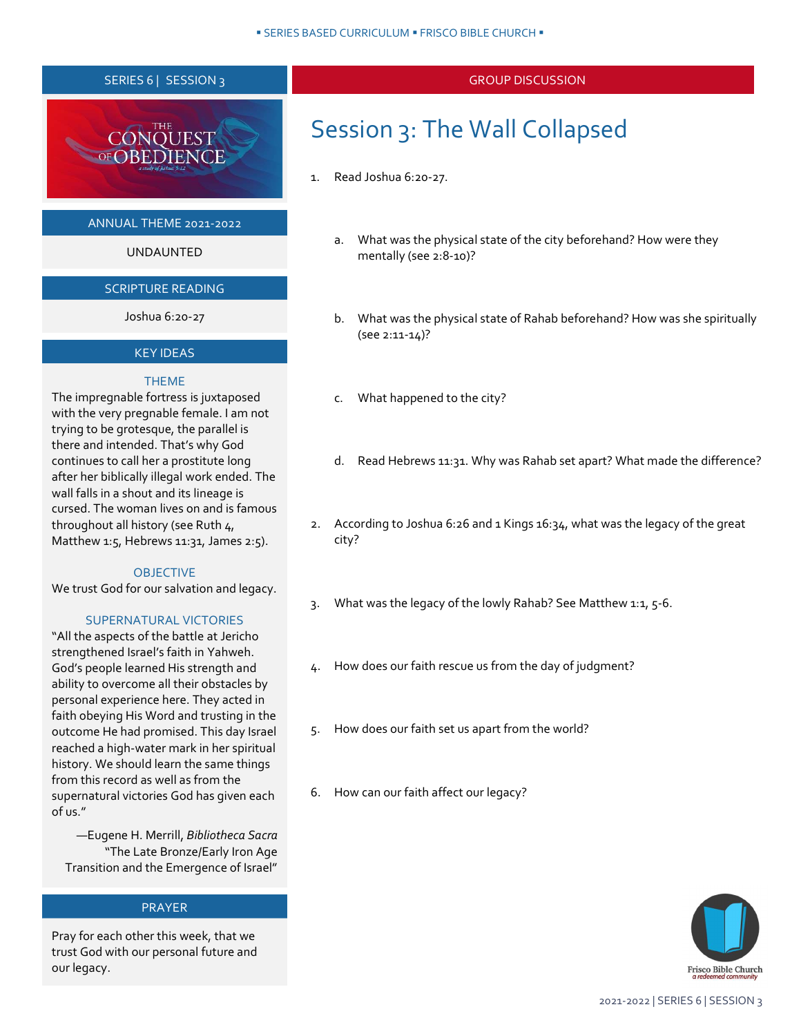SERIES 6 | SESSION 3

THE CONQUEST OF OBEDIENCE
*a study of Joshua 5-12*

ANNUAL THEME 2021-2022

UNDAUNTED

SCRIPTURE READING

Joshua 6:20-27

KEY IDEAS

### THEME

The impregnable fortress is juxtaposed with the very pregnable female. I am not trying to be grotesque, the parallel is there and intended. That's why God continues to call her a prostitute long after her biblically illegal work ended. The wall falls in a shout and its lineage is cursed. The woman lives on and is famous throughout all history (see Ruth 4, Matthew 1:5, Hebrews 11:31, James 2:5).

### OBJECTIVE

We trust God for our salvation and legacy.

### SUPERNATURAL VICTORIES

"All the aspects of the battle at Jericho strengthened Israel's faith in Yahweh. God's people learned His strength and ability to overcome all their obstacles by personal experience here. They acted in faith obeying His Word and trusting in the outcome He had promised. This day Israel reached a high-water mark in her spiritual history. We should learn the same things from this record as well as from the supernatural victories God has given each of us."

—Eugene H. Merrill, *Bibliotheca Sacra* "The Late Bronze/Early Iron Age Transition and the Emergence of Israel"

PRAYER

Pray for each other this week, that we trust God with our personal future and our legacy.

GROUP DISCUSSION

# Session 3: The Wall Collapsed

1. Read Joshua 6:20-27.

    a. What was the physical state of the city beforehand? How were they mentally (see 2:8-10)?

    b. What was the physical state of Rahab beforehand? How was she spiritually (see 2:11-14)?

    c. What happened to the city?

    d. Read Hebrews 11:31. Why was Rahab set apart? What made the difference?

2. According to Joshua 6:26 and 1 Kings 16:34, what was the legacy of the great city?

3. What was the legacy of the lowly Rahab? See Matthew 1:1, 5-6.

4. How does our faith rescue us from the day of judgment?

5. How does our faith set us apart from the world?

6. How can our faith affect our legacy?

Frisco Bible Church
*a redeemed community*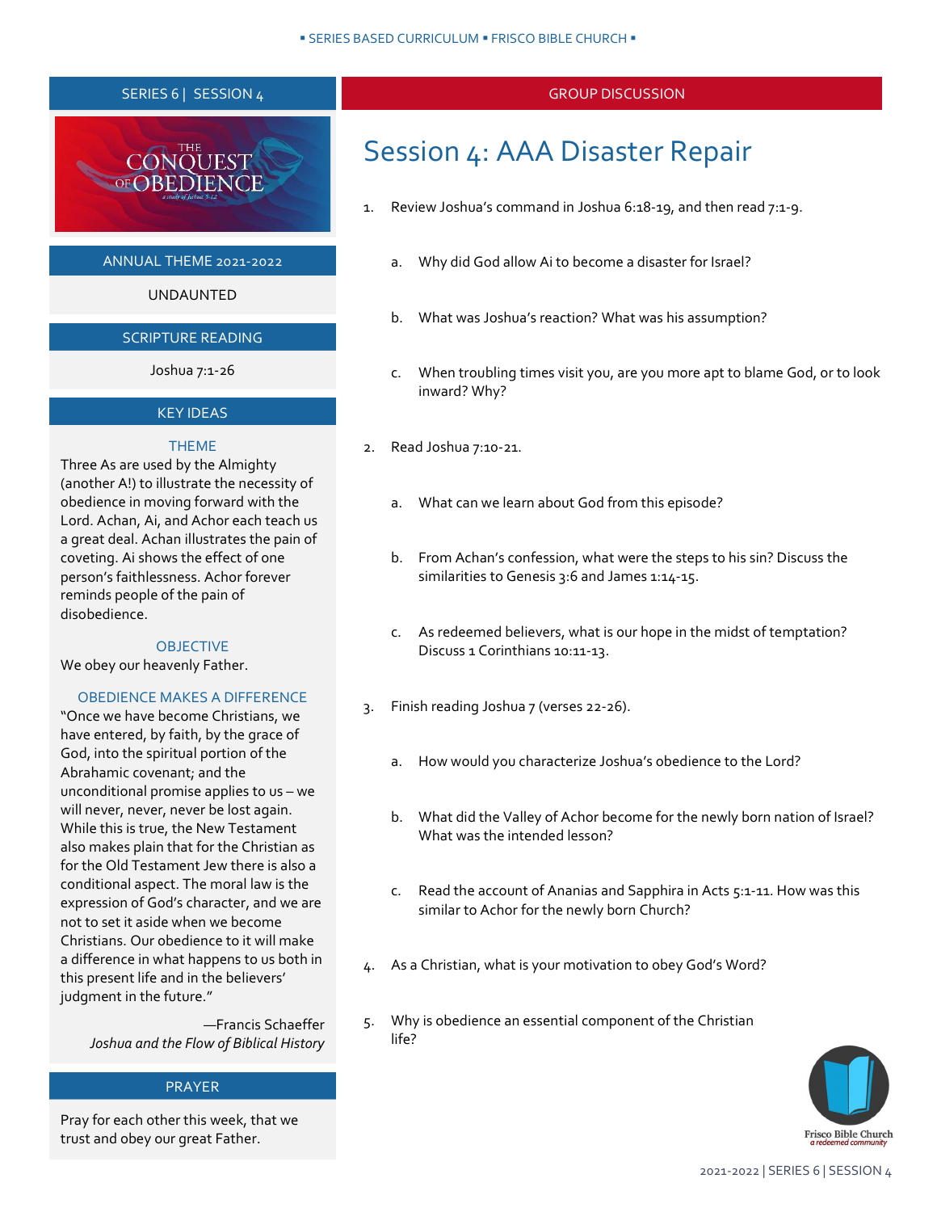SERIES 6 | SESSION 4

THE CONQUEST OF OBEDIENCE
*a study of Joshua 5-12*

ANNUAL THEME 2021-2022

UNDAUNTED

SCRIPTURE READING

Joshua 7:1-26

KEY IDEAS

THEME

Three As are used by the Almighty (another A!) to illustrate the necessity of obedience in moving forward with the Lord. Achan, Ai, and Achor each teach us a great deal. Achan illustrates the pain of coveting. Ai shows the effect of one person's faithlessness. Achor forever reminds people of the pain of disobedience.

OBJECTIVE

We obey our heavenly Father.

OBEDIENCE MAKES A DIFFERENCE

"Once we have become Christians, we have entered, by faith, by the grace of God, into the spiritual portion of the Abrahamic covenant; and the unconditional promise applies to us – we will never, never, never be lost again. While this is true, the New Testament also makes plain that for the Christian as for the Old Testament Jew there is also a conditional aspect. The moral law is the expression of God's character, and we are not to set it aside when we become Christians. Our obedience to it will make a difference in what happens to us both in this present life and in the believers' judgment in the future."

—Francis Schaeffer
*Joshua and the Flow of Biblical History*

PRAYER

Pray for each other this week, that we trust and obey our great Father.

GROUP DISCUSSION

# Session 4: AAA Disaster Repair

1. Review Joshua's command in Joshua 6:18-19, and then read 7:1-9.

   a. Why did God allow Ai to become a disaster for Israel?

   b. What was Joshua's reaction? What was his assumption?

   c. When troubling times visit you, are you more apt to blame God, or to look inward? Why?

2. Read Joshua 7:10-21.

   a. What can we learn about God from this episode?

   b. From Achan's confession, what were the steps to his sin? Discuss the similarities to Genesis 3:6 and James 1:14-15.

   c. As redeemed believers, what is our hope in the midst of temptation? Discuss 1 Corinthians 10:11-13.

3. Finish reading Joshua 7 (verses 22-26).

   a. How would you characterize Joshua's obedience to the Lord?

   b. What did the Valley of Achor become for the newly born nation of Israel? What was the intended lesson?

   c. Read the account of Ananias and Sapphira in Acts 5:1-11. How was this similar to Achor for the newly born Church?

4. As a Christian, what is your motivation to obey God's Word?

5. Why is obedience an essential component of the Christian life?

Frisco Bible Church
*a redeemed community*